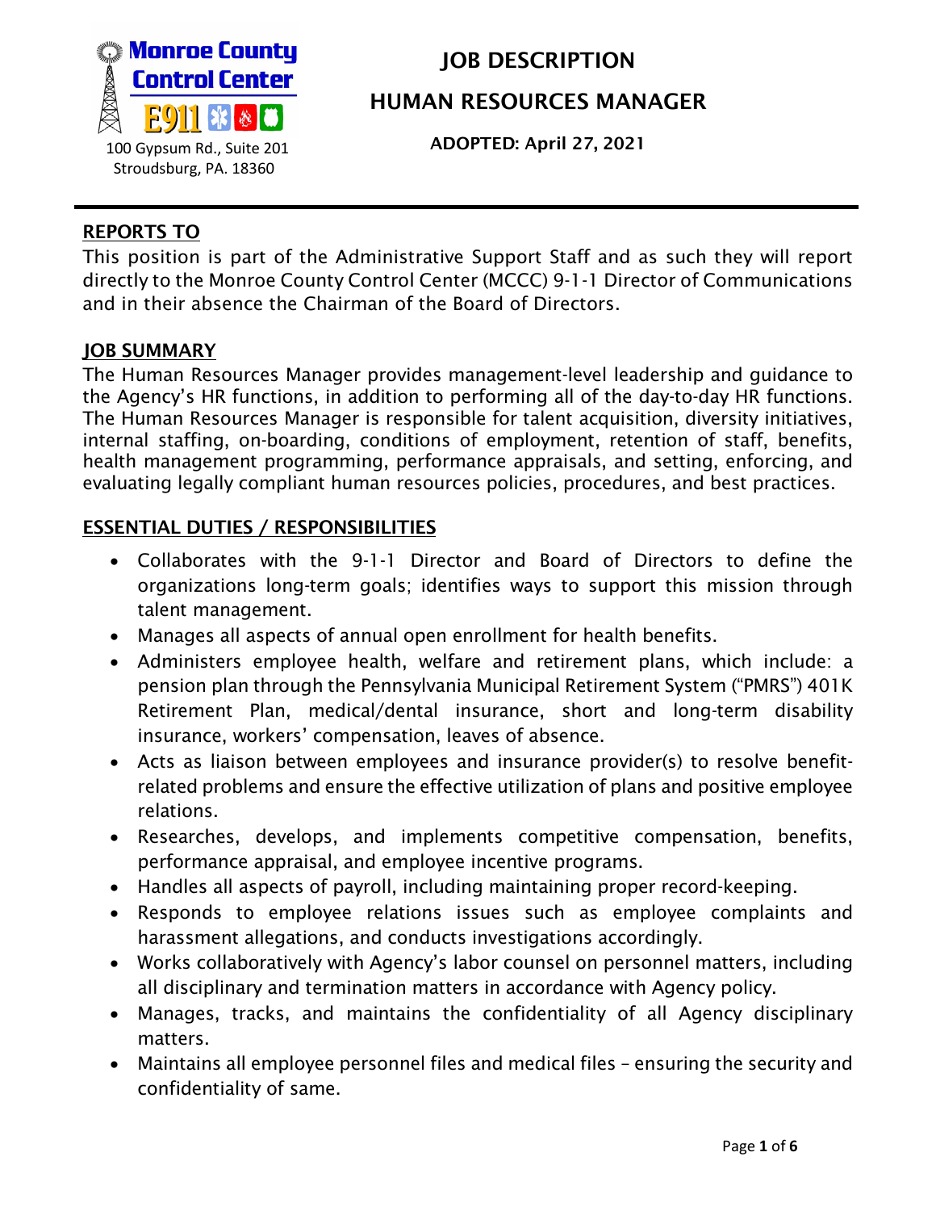Monroe County Control Center E911

100 Gypsum Rd., Suite 201
Stroudsburg, PA. 18360

# JOB DESCRIPTION

# HUMAN RESOURCES MANAGER

**ADOPTED: April 27, 2021**

## REPORTS TO

This position is part of the Administrative Support Staff and as such they will report directly to the Monroe County Control Center (MCCC) 9-1-1 Director of Communications and in their absence the Chairman of the Board of Directors.

## JOB SUMMARY

The Human Resources Manager provides management-level leadership and guidance to the Agency's HR functions, in addition to performing all of the day-to-day HR functions. The Human Resources Manager is responsible for talent acquisition, diversity initiatives, internal staffing, on-boarding, conditions of employment, retention of staff, benefits, health management programming, performance appraisals, and setting, enforcing, and evaluating legally compliant human resources policies, procedures, and best practices.

## ESSENTIAL DUTIES / RESPONSIBILITIES

- Collaborates with the 9-1-1 Director and Board of Directors to define the organizations long-term goals; identifies ways to support this mission through talent management.
- Manages all aspects of annual open enrollment for health benefits.
- Administers employee health, welfare and retirement plans, which include: a pension plan through the Pennsylvania Municipal Retirement System ("PMRS") 401K Retirement Plan, medical/dental insurance, short and long-term disability insurance, workers' compensation, leaves of absence.
- Acts as liaison between employees and insurance provider(s) to resolve benefit-related problems and ensure the effective utilization of plans and positive employee relations.
- Researches, develops, and implements competitive compensation, benefits, performance appraisal, and employee incentive programs.
- Handles all aspects of payroll, including maintaining proper record-keeping.
- Responds to employee relations issues such as employee complaints and harassment allegations, and conducts investigations accordingly.
- Works collaboratively with Agency's labor counsel on personnel matters, including all disciplinary and termination matters in accordance with Agency policy.
- Manages, tracks, and maintains the confidentiality of all Agency disciplinary matters.
- Maintains all employee personnel files and medical files – ensuring the security and confidentiality of same.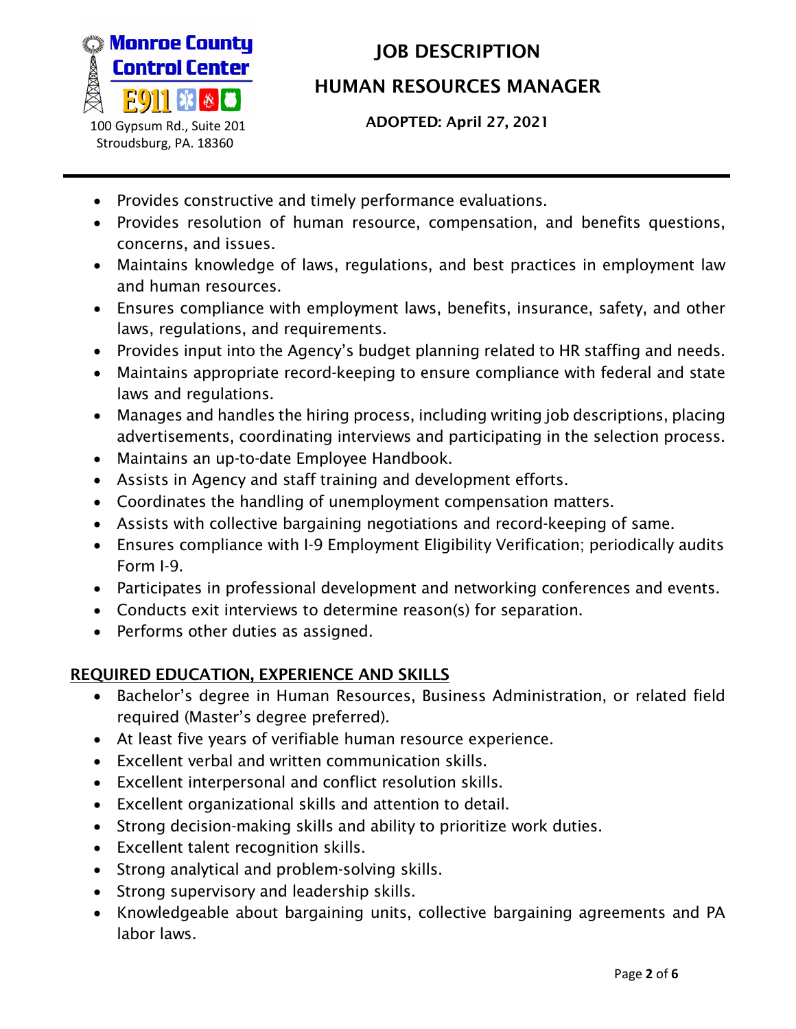- Provides constructive and timely performance evaluations.
- Provides resolution of human resource, compensation, and benefits questions, concerns, and issues.
- Maintains knowledge of laws, regulations, and best practices in employment law and human resources.
- Ensures compliance with employment laws, benefits, insurance, safety, and other laws, regulations, and requirements.
- Provides input into the Agency's budget planning related to HR staffing and needs.
- Maintains appropriate record-keeping to ensure compliance with federal and state laws and regulations.
- Manages and handles the hiring process, including writing job descriptions, placing advertisements, coordinating interviews and participating in the selection process.
- Maintains an up-to-date Employee Handbook.
- Assists in Agency and staff training and development efforts.
- Coordinates the handling of unemployment compensation matters.
- Assists with collective bargaining negotiations and record-keeping of same.
- Ensures compliance with I-9 Employment Eligibility Verification; periodically audits Form I-9.
- Participates in professional development and networking conferences and events.
- Conducts exit interviews to determine reason(s) for separation.
- Performs other duties as assigned.

## REQUIRED EDUCATION, EXPERIENCE AND SKILLS

- Bachelor's degree in Human Resources, Business Administration, or related field required (Master's degree preferred).
- At least five years of verifiable human resource experience.
- Excellent verbal and written communication skills.
- Excellent interpersonal and conflict resolution skills.
- Excellent organizational skills and attention to detail.
- Strong decision-making skills and ability to prioritize work duties.
- Excellent talent recognition skills.
- Strong analytical and problem-solving skills.
- Strong supervisory and leadership skills.
- Knowledgeable about bargaining units, collective bargaining agreements and PA labor laws.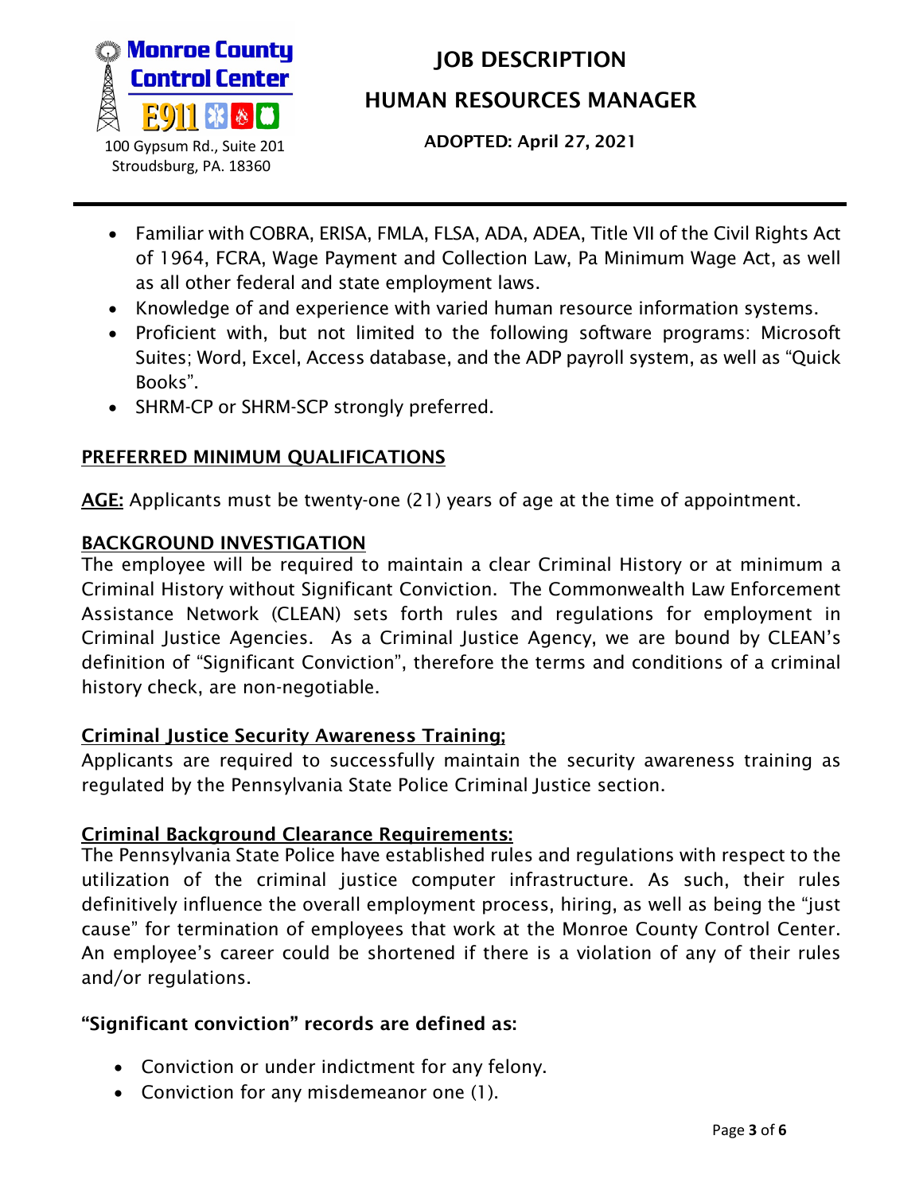- Familiar with COBRA, ERISA, FMLA, FLSA, ADA, ADEA, Title VII of the Civil Rights Act of 1964, FCRA, Wage Payment and Collection Law, Pa Minimum Wage Act, as well as all other federal and state employment laws.
- Knowledge of and experience with varied human resource information systems.
- Proficient with, but not limited to the following software programs: Microsoft Suites; Word, Excel, Access database, and the ADP payroll system, as well as "Quick Books".
- SHRM-CP or SHRM-SCP strongly preferred.

## PREFERRED MINIMUM QUALIFICATIONS

**AGE:** Applicants must be twenty-one (21) years of age at the time of appointment.

### BACKGROUND INVESTIGATION

The employee will be required to maintain a clear Criminal History or at minimum a Criminal History without Significant Conviction. The Commonwealth Law Enforcement Assistance Network (CLEAN) sets forth rules and regulations for employment in Criminal Justice Agencies. As a Criminal Justice Agency, we are bound by CLEAN's definition of "Significant Conviction", therefore the terms and conditions of a criminal history check, are non-negotiable.

### Criminal Justice Security Awareness Training;

Applicants are required to successfully maintain the security awareness training as regulated by the Pennsylvania State Police Criminal Justice section.

### Criminal Background Clearance Requirements:

The Pennsylvania State Police have established rules and regulations with respect to the utilization of the criminal justice computer infrastructure. As such, their rules definitively influence the overall employment process, hiring, as well as being the "just cause" for termination of employees that work at the Monroe County Control Center. An employee's career could be shortened if there is a violation of any of their rules and/or regulations.

**"Significant conviction" records are defined as:**

- Conviction or under indictment for any felony.
- Conviction for any misdemeanor one (1).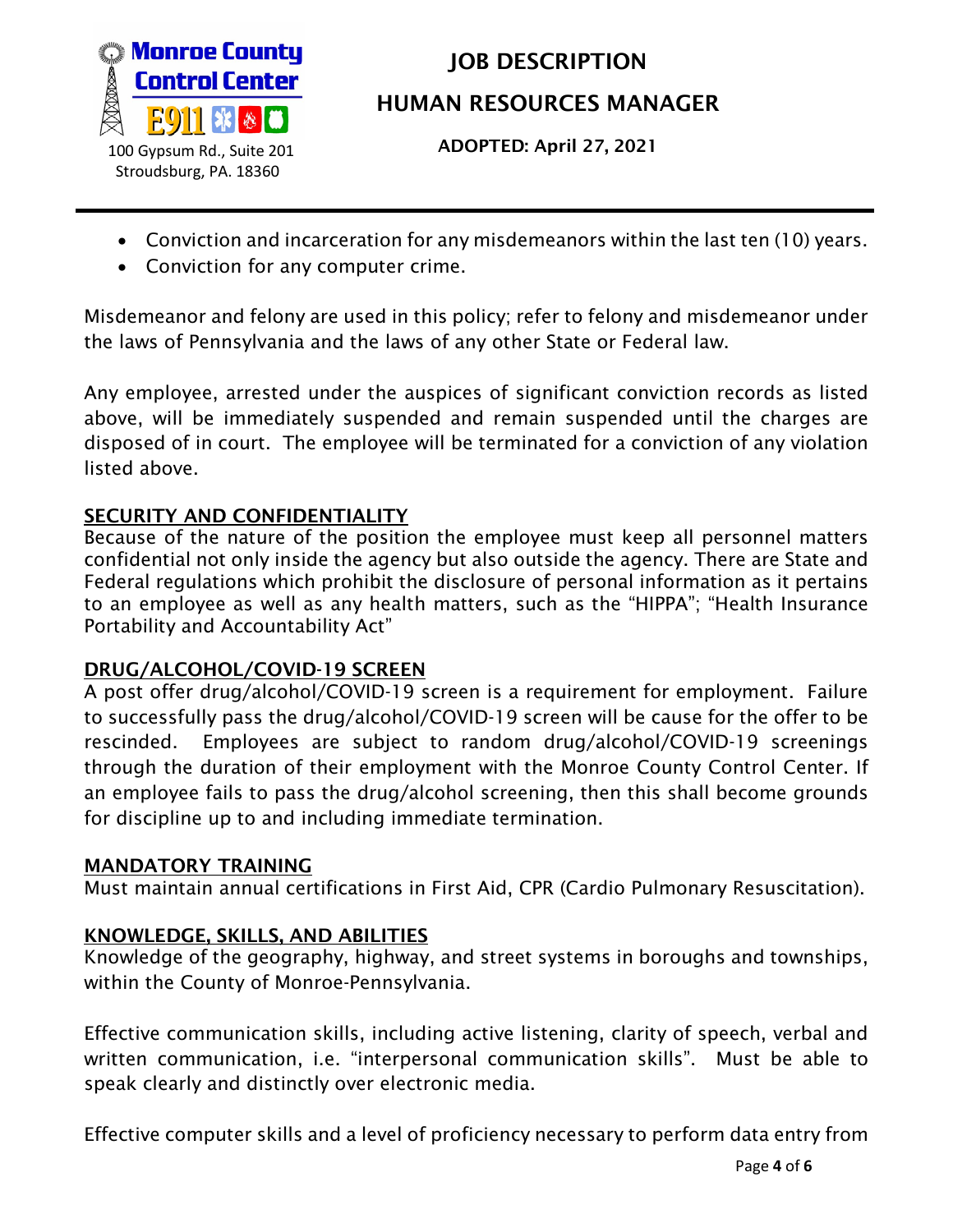- Conviction and incarceration for any misdemeanors within the last ten (10) years.
- Conviction for any computer crime.

Misdemeanor and felony are used in this policy; refer to felony and misdemeanor under the laws of Pennsylvania and the laws of any other State or Federal law.

Any employee, arrested under the auspices of significant conviction records as listed above, will be immediately suspended and remain suspended until the charges are disposed of in court. The employee will be terminated for a conviction of any violation listed above.

## SECURITY AND CONFIDENTIALITY

Because of the nature of the position the employee must keep all personnel matters confidential not only inside the agency but also outside the agency. There are State and Federal regulations which prohibit the disclosure of personal information as it pertains to an employee as well as any health matters, such as the "HIPPA"; "Health Insurance Portability and Accountability Act"

## DRUG/ALCOHOL/COVID-19 SCREEN

A post offer drug/alcohol/COVID-19 screen is a requirement for employment. Failure to successfully pass the drug/alcohol/COVID-19 screen will be cause for the offer to be rescinded. Employees are subject to random drug/alcohol/COVID-19 screenings through the duration of their employment with the Monroe County Control Center. If an employee fails to pass the drug/alcohol screening, then this shall become grounds for discipline up to and including immediate termination.

## MANDATORY TRAINING

Must maintain annual certifications in First Aid, CPR (Cardio Pulmonary Resuscitation).

## KNOWLEDGE, SKILLS, AND ABILITIES

Knowledge of the geography, highway, and street systems in boroughs and townships, within the County of Monroe-Pennsylvania.

Effective communication skills, including active listening, clarity of speech, verbal and written communication, i.e. "interpersonal communication skills". Must be able to speak clearly and distinctly over electronic media.

Effective computer skills and a level of proficiency necessary to perform data entry from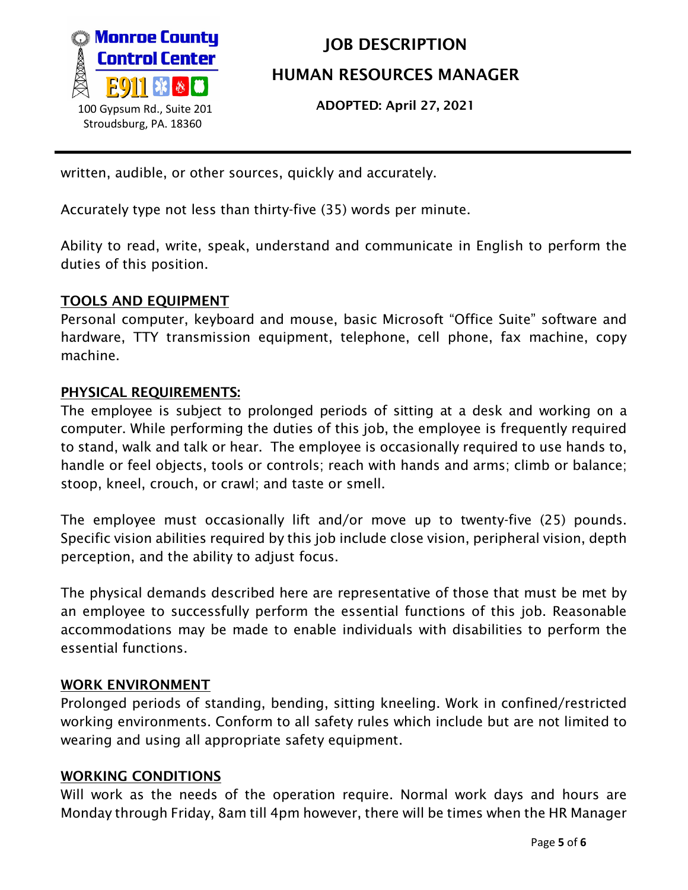written, audible, or other sources, quickly and accurately.

Accurately type not less than thirty-five (35) words per minute.

Ability to read, write, speak, understand and communicate in English to perform the duties of this position.

## TOOLS AND EQUIPMENT

Personal computer, keyboard and mouse, basic Microsoft "Office Suite" software and hardware, TTY transmission equipment, telephone, cell phone, fax machine, copy machine.

## PHYSICAL REQUIREMENTS:

The employee is subject to prolonged periods of sitting at a desk and working on a computer. While performing the duties of this job, the employee is frequently required to stand, walk and talk or hear. The employee is occasionally required to use hands to, handle or feel objects, tools or controls; reach with hands and arms; climb or balance; stoop, kneel, crouch, or crawl; and taste or smell.

The employee must occasionally lift and/or move up to twenty-five (25) pounds. Specific vision abilities required by this job include close vision, peripheral vision, depth perception, and the ability to adjust focus.

The physical demands described here are representative of those that must be met by an employee to successfully perform the essential functions of this job. Reasonable accommodations may be made to enable individuals with disabilities to perform the essential functions.

## WORK ENVIRONMENT

Prolonged periods of standing, bending, sitting kneeling. Work in confined/restricted working environments. Conform to all safety rules which include but are not limited to wearing and using all appropriate safety equipment.

## WORKING CONDITIONS

Will work as the needs of the operation require. Normal work days and hours are Monday through Friday, 8am till 4pm however, there will be times when the HR Manager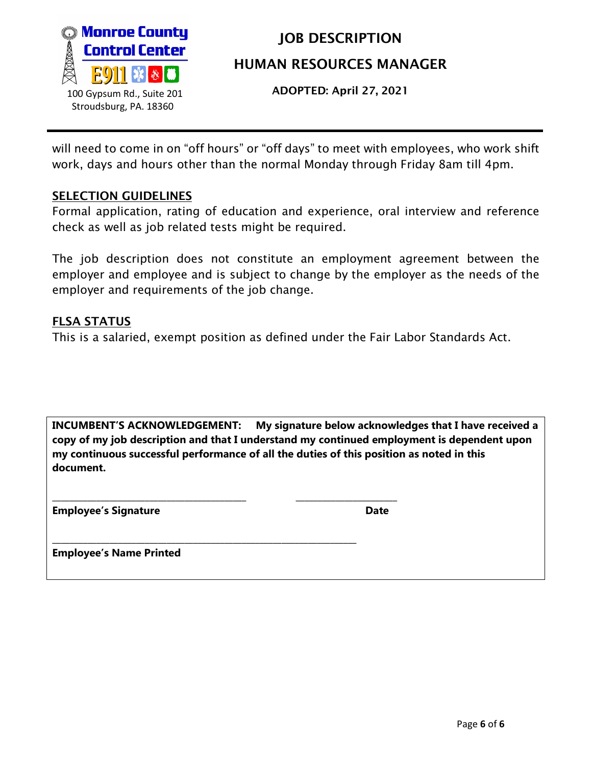will need to come in on "off hours" or "off days" to meet with employees, who work shift work, days and hours other than the normal Monday through Friday 8am till 4pm.

## SELECTION GUIDELINES

Formal application, rating of education and experience, oral interview and reference check as well as job related tests might be required.

The job description does not constitute an employment agreement between the employer and employee and is subject to change by the employer as the needs of the employer and requirements of the job change.

## FLSA STATUS

This is a salaried, exempt position as defined under the Fair Labor Standards Act.

**INCUMBENT'S ACKNOWLEDGEMENT: My signature below acknowledges that I have received a copy of my job description and that I understand my continued employment is dependent upon my continuous successful performance of all the duties of this position as noted in this document.**

\_\_\_\_\_\_\_\_\_\_\_\_\_\_\_\_\_\_\_\_\_\_\_\_\_\_\_\_\_\_\_\_\_\_\_\_ \_\_\_\_\_\_\_\_\_\_\_\_\_\_\_\_\_\_\_

**Employee's Signature** **Date**

\_\_\_\_\_\_\_\_\_\_\_\_\_\_\_\_\_\_\_\_\_\_\_\_\_\_\_\_\_\_\_\_\_\_\_\_\_\_\_\_\_\_\_\_\_\_\_\_\_\_\_\_\_\_\_

**Employee's Name Printed**